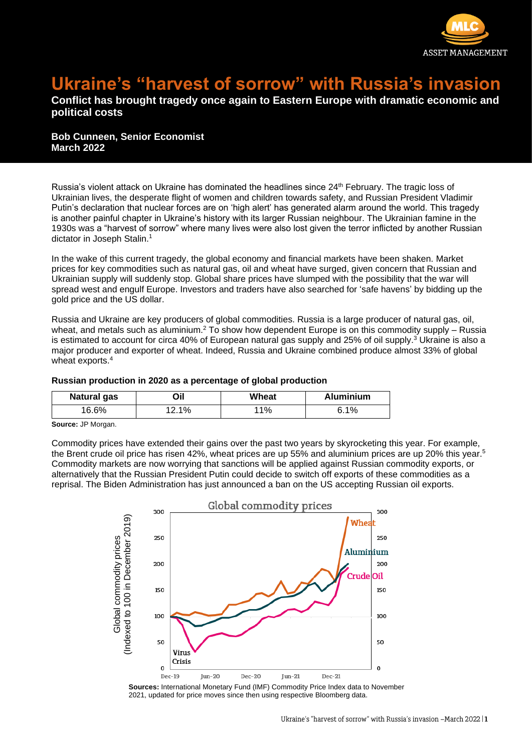# Ukraine's "harvest of sorrow" with Russia's invasion

**Conflict has brought tragedy once again to Eastern Europe with dramatic economic and political costs**

**Bob Cunneen, Senior Economist**
**March 2022**

Russia's violent attack on Ukraine has dominated the headlines since 24th February. The tragic loss of Ukrainian lives, the desperate flight of women and children towards safety, and Russian President Vladimir Putin's declaration that nuclear forces are on 'high alert' has generated alarm around the world. This tragedy is another painful chapter in Ukraine's history with its larger Russian neighbour. The Ukrainian famine in the 1930s was a "harvest of sorrow" where many lives were also lost given the terror inflicted by another Russian dictator in Joseph Stalin.[1]

In the wake of this current tragedy, the global economy and financial markets have been shaken. Market prices for key commodities such as natural gas, oil and wheat have surged, given concern that Russian and Ukrainian supply will suddenly stop. Global share prices have slumped with the possibility that the war will spread west and engulf Europe. Investors and traders have also searched for 'safe havens' by bidding up the gold price and the US dollar.

Russia and Ukraine are key producers of global commodities. Russia is a large producer of natural gas, oil, wheat, and metals such as aluminium.[2] To show how dependent Europe is on this commodity supply – Russia is estimated to account for circa 40% of European natural gas supply and 25% of oil supply.[3] Ukraine is also a major producer and exporter of wheat. Indeed, Russia and Ukraine combined produce almost 33% of global wheat exports.[4]

**Russian production in 2020 as a percentage of global production**

| Natural gas | Oil | Wheat | Aluminium |
|---|---|---|---|
| 16.6% | 12.1% | 11% | 6.1% |

**Source:** JP Morgan.

Commodity prices have extended their gains over the past two years by skyrocketing this year. For example, the Brent crude oil price has risen 42%, wheat prices are up 55% and aluminium prices are up 20% this year.[5] Commodity markets are now worrying that sanctions will be applied against Russian commodity exports, or alternatively that the Russian President Putin could decide to switch off exports of these commodities as a reprisal. The Biden Administration has just announced a ban on the US accepting Russian oil exports.

**Sources:** International Monetary Fund (IMF) Commodity Price Index data to November 2021, updated for price moves since then using respective Bloomberg data.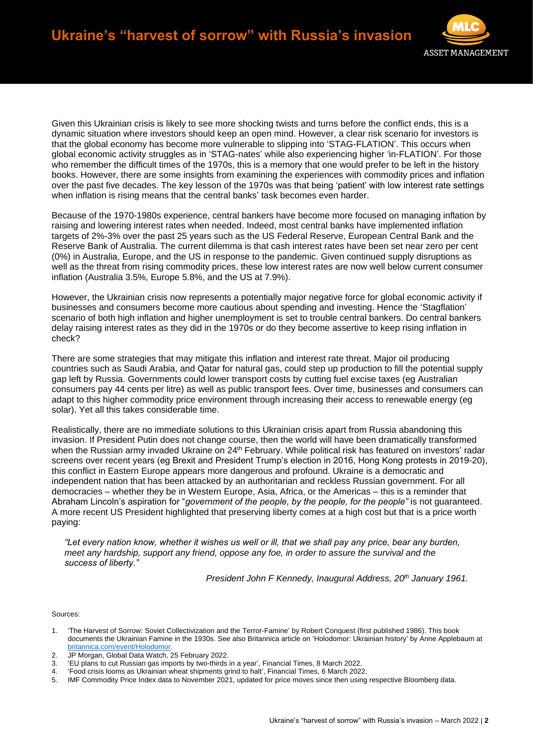Given this Ukrainian crisis is likely to see more shocking twists and turns before the conflict ends, this is a dynamic situation where investors should keep an open mind. However, a clear risk scenario for investors is that the global economy has become more vulnerable to slipping into 'STAG-FLATION'. This occurs when global economic activity struggles as in 'STAG-nates' while also experiencing higher 'in-FLATION'. For those who remember the difficult times of the 1970s, this is a memory that one would prefer to be left in the history books. However, there are some insights from examining the experiences with commodity prices and inflation over the past five decades. The key lesson of the 1970s was that being 'patient' with low interest rate settings when inflation is rising means that the central banks' task becomes even harder.

Because of the 1970-1980s experience, central bankers have become more focused on managing inflation by raising and lowering interest rates when needed. Indeed, most central banks have implemented inflation targets of 2%-3% over the past 25 years such as the US Federal Reserve, European Central Bank and the Reserve Bank of Australia. The current dilemma is that cash interest rates have been set near zero per cent (0%) in Australia, Europe, and the US in response to the pandemic. Given continued supply disruptions as well as the threat from rising commodity prices, these low interest rates are now well below current consumer inflation (Australia 3.5%, Europe 5.8%, and the US at 7.9%).

However, the Ukrainian crisis now represents a potentially major negative force for global economic activity if businesses and consumers become more cautious about spending and investing. Hence the 'Stagflation' scenario of both high inflation and higher unemployment is set to trouble central bankers. Do central bankers delay raising interest rates as they did in the 1970s or do they become assertive to keep rising inflation in check?

There are some strategies that may mitigate this inflation and interest rate threat. Major oil producing countries such as Saudi Arabia, and Qatar for natural gas, could step up production to fill the potential supply gap left by Russia. Governments could lower transport costs by cutting fuel excise taxes (eg Australian consumers pay 44 cents per litre) as well as public transport fees. Over time, businesses and consumers can adapt to this higher commodity price environment through increasing their access to renewable energy (eg solar). Yet all this takes considerable time.

Realistically, there are no immediate solutions to this Ukrainian crisis apart from Russia abandoning this invasion. If President Putin does not change course, then the world will have been dramatically transformed when the Russian army invaded Ukraine on 24th February. While political risk has featured on investors' radar screens over recent years (eg Brexit and President Trump's election in 2016, Hong Kong protests in 2019-20), this conflict in Eastern Europe appears more dangerous and profound. Ukraine is a democratic and independent nation that has been attacked by an authoritarian and reckless Russian government. For all democracies – whether they be in Western Europe, Asia, Africa, or the Americas – this is a reminder that Abraham Lincoln's aspiration for "*government of the people, by the people, for the people"* is not guaranteed. A more recent US President highlighted that preserving liberty comes at a high cost but that is a price worth paying:

> *"Let every nation know, whether it wishes us well or ill, that we shall pay any price, bear any burden, meet any hardship, support any friend, oppose any foe, in order to assure the survival and the success of liberty."*
>
> *President John F Kennedy, Inaugural Address, 20th January 1961.*

Sources:

1. 'The Harvest of Sorrow: Soviet Collectivization and the Terror-Famine' by Robert Conquest (first published 1986). This book documents the Ukrainian Famine in the 1930s. See also Britannica article on 'Holodomor: Ukrainian history' by Anne Applebaum at britannica.com/event/Holodomor.
2. JP Morgan, Global Data Watch, 25 February 2022.
3. 'EU plans to cut Russian gas imports by two-thirds in a year', Financial Times, 8 March 2022.
4. 'Food crisis looms as Ukrainian wheat shipments grind to halt', Financial Times, 6 March 2022.
5. IMF Commodity Price Index data to November 2021, updated for price moves since then using respective Bloomberg data.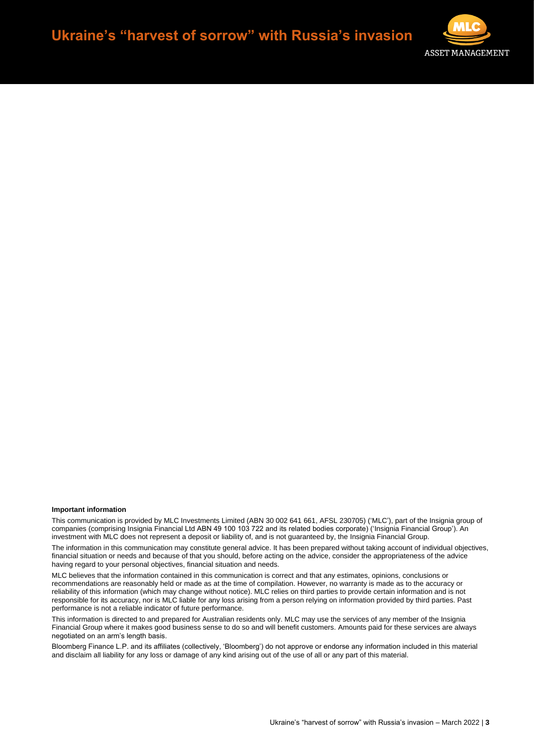**Important information**

This communication is provided by MLC Investments Limited (ABN 30 002 641 661, AFSL 230705) ('MLC'), part of the Insignia group of companies (comprising Insignia Financial Ltd ABN 49 100 103 722 and its related bodies corporate) ('Insignia Financial Group'). An investment with MLC does not represent a deposit or liability of, and is not guaranteed by, the Insignia Financial Group.

The information in this communication may constitute general advice. It has been prepared without taking account of individual objectives, financial situation or needs and because of that you should, before acting on the advice, consider the appropriateness of the advice having regard to your personal objectives, financial situation and needs.

MLC believes that the information contained in this communication is correct and that any estimates, opinions, conclusions or recommendations are reasonably held or made as at the time of compilation. However, no warranty is made as to the accuracy or reliability of this information (which may change without notice). MLC relies on third parties to provide certain information and is not responsible for its accuracy, nor is MLC liable for any loss arising from a person relying on information provided by third parties. Past performance is not a reliable indicator of future performance.

This information is directed to and prepared for Australian residents only. MLC may use the services of any member of the Insignia Financial Group where it makes good business sense to do so and will benefit customers. Amounts paid for these services are always negotiated on an arm's length basis.

Bloomberg Finance L.P. and its affiliates (collectively, 'Bloomberg') do not approve or endorse any information included in this material and disclaim all liability for any loss or damage of any kind arising out of the use of all or any part of this material.